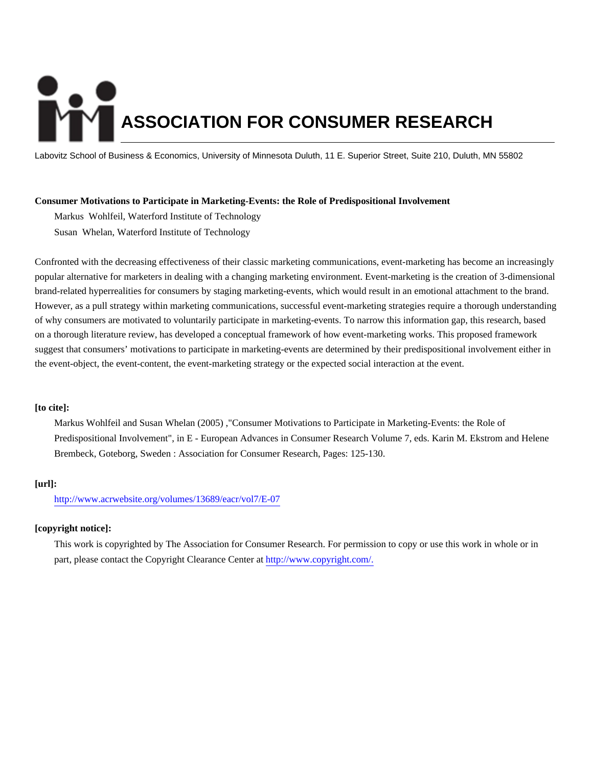# ASSOCIATION FOR CONSUMER RESEARCH

Labovitz School of Business & Economics, University of Minnesota Duluth, 11 E. Superior Street, Suite 210, Duluth, MN 55802

**Consumer Motivations to Participate in Marketing-Events: the Role of Predispositional Involvement**

Markus Wohlfeil, Waterford Institute of Technology

Susan Whelan, Waterford Institute of Technology

Confronted with the decreasing effectiveness of their classic marketing communications, event-marketing has become an increasingly popular alternative for marketers in dealing with a changing marketing environment. Event-marketing is the creation of 3-dimensional brand-related hyperrealities for consumers by staging marketing-events, which would result in an emotional attachment to the brand. However, as a pull strategy within marketing communications, successful event-marketing strategies require a thorough understanding of why consumers are motivated to voluntarily participate in marketing-events. To narrow this information gap, this research, based on a thorough literature review, has developed a conceptual framework of how event-marketing works. This proposed framework suggest that consumers' motivations to participate in marketing-events are determined by their predispositional involvement either in the event-object, the event-content, the event-marketing strategy or the expected social interaction at the event.

**[to cite]:**

Markus Wohlfeil and Susan Whelan (2005) ,"Consumer Motivations to Participate in Marketing-Events: the Role of Predispositional Involvement", in E - European Advances in Consumer Research Volume 7, eds. Karin M. Ekstrom and Helene Brembeck, Goteborg, Sweden : Association for Consumer Research, Pages: 125-130.

**[url]:**

http://www.acrwebsite.org/volumes/13689/eacr/vol7/E-07

**[copyright notice]:**

This work is copyrighted by The Association for Consumer Research. For permission to copy or use this work in whole or in part, please contact the Copyright Clearance Center at http://www.copyright.com/.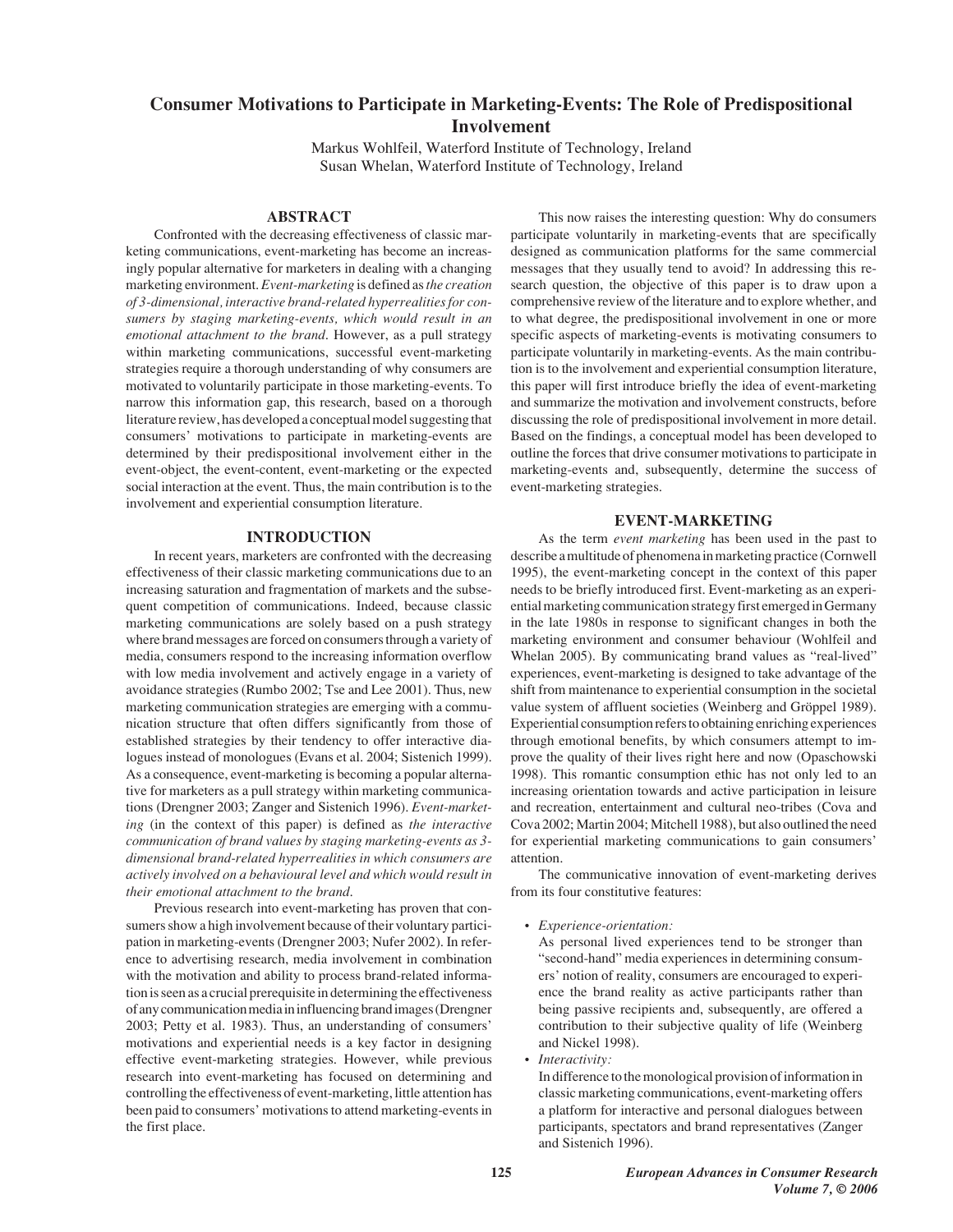# Consumer Motivations to Participate in Marketing-Events: The Role of Predispositional Involvement

Markus Wohlfeil, Waterford Institute of Technology, Ireland
Susan Whelan, Waterford Institute of Technology, Ireland

## ABSTRACT

Confronted with the decreasing effectiveness of classic marketing communications, event-marketing has become an increasingly popular alternative for marketers in dealing with a changing marketing environment. *Event-marketing* is defined as *the creation of 3-dimensional, interactive brand-related hyperrealities for consumers by staging marketing-events, which would result in an emotional attachment to the brand*. However, as a pull strategy within marketing communications, successful event-marketing strategies require a thorough understanding of why consumers are motivated to voluntarily participate in those marketing-events. To narrow this information gap, this research, based on a thorough literature review, has developed a conceptual model suggesting that consumers' motivations to participate in marketing-events are determined by their predispositional involvement either in the event-object, the event-content, event-marketing or the expected social interaction at the event. Thus, the main contribution is to the involvement and experiential consumption literature.

## INTRODUCTION

In recent years, marketers are confronted with the decreasing effectiveness of their classic marketing communications due to an increasing saturation and fragmentation of markets and the subsequent competition of communications. Indeed, because classic marketing communications are solely based on a push strategy where brand messages are forced on consumers through a variety of media, consumers respond to the increasing information overflow with low media involvement and actively engage in a variety of avoidance strategies (Rumbo 2002; Tse and Lee 2001). Thus, new marketing communication strategies are emerging with a communication structure that often differs significantly from those of established strategies by their tendency to offer interactive dialogues instead of monologues (Evans et al. 2004; Sistenich 1999). As a consequence, event-marketing is becoming a popular alternative for marketers as a pull strategy within marketing communications (Drengner 2003; Zanger and Sistenich 1996). *Event-marketing* (in the context of this paper) is defined as *the interactive communication of brand values by staging marketing-events as 3-dimensional brand-related hyperrealities in which consumers are actively involved on a behavioural level and which would result in their emotional attachment to the brand*.

Previous research into event-marketing has proven that consumers show a high involvement because of their voluntary participation in marketing-events (Drengner 2003; Nufer 2002). In reference to advertising research, media involvement in combination with the motivation and ability to process brand-related information is seen as a crucial prerequisite in determining the effectiveness of any communication media in influencing brand images (Drengner 2003; Petty et al. 1983). Thus, an understanding of consumers' motivations and experiential needs is a key factor in designing effective event-marketing strategies. However, while previous research into event-marketing has focused on determining and controlling the effectiveness of event-marketing, little attention has been paid to consumers' motivations to attend marketing-events in the first place.

This now raises the interesting question: Why do consumers participate voluntarily in marketing-events that are specifically designed as communication platforms for the same commercial messages that they usually tend to avoid? In addressing this research question, the objective of this paper is to draw upon a comprehensive review of the literature and to explore whether, and to what degree, the predispositional involvement in one or more specific aspects of marketing-events is motivating consumers to participate voluntarily in marketing-events. As the main contribution is to the involvement and experiential consumption literature, this paper will first introduce briefly the idea of event-marketing and summarize the motivation and involvement constructs, before discussing the role of predispositional involvement in more detail. Based on the findings, a conceptual model has been developed to outline the forces that drive consumer motivations to participate in marketing-events and, subsequently, determine the success of event-marketing strategies.

## EVENT-MARKETING

As the term *event marketing* has been used in the past to describe a multitude of phenomena in marketing practice (Cornwell 1995), the event-marketing concept in the context of this paper needs to be briefly introduced first. Event-marketing as an experiential marketing communication strategy first emerged in Germany in the late 1980s in response to significant changes in both the marketing environment and consumer behaviour (Wohlfeil and Whelan 2005). By communicating brand values as "real-lived" experiences, event-marketing is designed to take advantage of the shift from maintenance to experiential consumption in the societal value system of affluent societies (Weinberg and Gröppel 1989). Experiential consumption refers to obtaining enriching experiences through emotional benefits, by which consumers attempt to improve the quality of their lives right here and now (Opaschowski 1998). This romantic consumption ethic has not only led to an increasing orientation towards and active participation in leisure and recreation, entertainment and cultural neo-tribes (Cova and Cova 2002; Martin 2004; Mitchell 1988), but also outlined the need for experiential marketing communications to gain consumers' attention.

The communicative innovation of event-marketing derives from its four constitutive features:

- *Experience-orientation:*
  As personal lived experiences tend to be stronger than "second-hand" media experiences in determining consumers' notion of reality, consumers are encouraged to experience the brand reality as active participants rather than being passive recipients and, subsequently, are offered a contribution to their subjective quality of life (Weinberg and Nickel 1998).
- *Interactivity:*
  In difference to the monological provision of information in classic marketing communications, event-marketing offers a platform for interactive and personal dialogues between participants, spectators and brand representatives (Zanger and Sistenich 1996).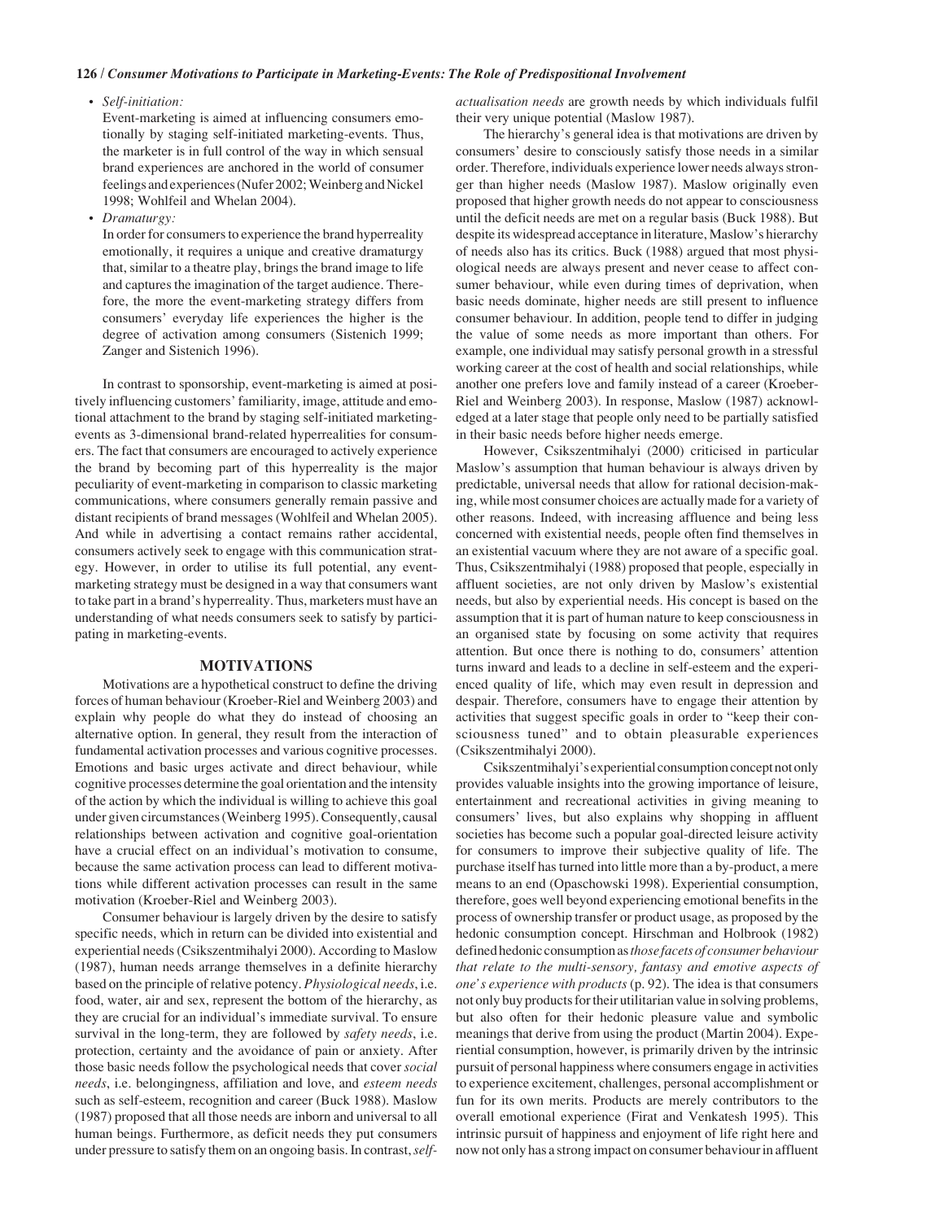- *Self-initiation:*
  Event-marketing is aimed at influencing consumers emotionally by staging self-initiated marketing-events. Thus, the marketer is in full control of the way in which sensual brand experiences are anchored in the world of consumer feelings and experiences (Nufer 2002; Weinberg and Nickel 1998; Wohlfeil and Whelan 2004).
- *Dramaturgy:*
  In order for consumers to experience the brand hyperreality emotionally, it requires a unique and creative dramaturgy that, similar to a theatre play, brings the brand image to life and captures the imagination of the target audience. Therefore, the more the event-marketing strategy differs from consumers' everyday life experiences the higher is the degree of activation among consumers (Sistenich 1999; Zanger and Sistenich 1996).

In contrast to sponsorship, event-marketing is aimed at positively influencing customers' familiarity, image, attitude and emotional attachment to the brand by staging self-initiated marketing-events as 3-dimensional brand-related hyperrealities for consumers. The fact that consumers are encouraged to actively experience the brand by becoming part of this hyperreality is the major peculiarity of event-marketing in comparison to classic marketing communications, where consumers generally remain passive and distant recipients of brand messages (Wohlfeil and Whelan 2005). And while in advertising a contact remains rather accidental, consumers actively seek to engage with this communication strategy. However, in order to utilise its full potential, any event-marketing strategy must be designed in a way that consumers want to take part in a brand's hyperreality. Thus, marketers must have an understanding of what needs consumers seek to satisfy by participating in marketing-events.

## MOTIVATIONS

Motivations are a hypothetical construct to define the driving forces of human behaviour (Kroeber-Riel and Weinberg 2003) and explain why people do what they do instead of choosing an alternative option. In general, they result from the interaction of fundamental activation processes and various cognitive processes. Emotions and basic urges activate and direct behaviour, while cognitive processes determine the goal orientation and the intensity of the action by which the individual is willing to achieve this goal under given circumstances (Weinberg 1995). Consequently, causal relationships between activation and cognitive goal-orientation have a crucial effect on an individual's motivation to consume, because the same activation process can lead to different motivations while different activation processes can result in the same motivation (Kroeber-Riel and Weinberg 2003).

Consumer behaviour is largely driven by the desire to satisfy specific needs, which in return can be divided into existential and experiential needs (Csikszentmihalyi 2000). According to Maslow (1987), human needs arrange themselves in a definite hierarchy based on the principle of relative potency. *Physiological needs*, i.e. food, water, air and sex, represent the bottom of the hierarchy, as they are crucial for an individual's immediate survival. To ensure survival in the long-term, they are followed by *safety needs*, i.e. protection, certainty and the avoidance of pain or anxiety. After those basic needs follow the psychological needs that cover *social needs*, i.e. belongingness, affiliation and love, and *esteem needs* such as self-esteem, recognition and career (Buck 1988). Maslow (1987) proposed that all those needs are inborn and universal to all human beings. Furthermore, as deficit needs they put consumers under pressure to satisfy them on an ongoing basis. In contrast, *self-actualisation needs* are growth needs by which individuals fulfil their very unique potential (Maslow 1987).

The hierarchy's general idea is that motivations are driven by consumers' desire to consciously satisfy those needs in a similar order. Therefore, individuals experience lower needs always stronger than higher needs (Maslow 1987). Maslow originally even proposed that higher growth needs do not appear to consciousness until the deficit needs are met on a regular basis (Buck 1988). But despite its widespread acceptance in literature, Maslow's hierarchy of needs also has its critics. Buck (1988) argued that most physiological needs are always present and never cease to affect consumer behaviour, while even during times of deprivation, when basic needs dominate, higher needs are still present to influence consumer behaviour. In addition, people tend to differ in judging the value of some needs as more important than others. For example, one individual may satisfy personal growth in a stressful working career at the cost of health and social relationships, while another one prefers love and family instead of a career (Kroeber-Riel and Weinberg 2003). In response, Maslow (1987) acknowledged at a later stage that people only need to be partially satisfied in their basic needs before higher needs emerge.

However, Csikszentmihalyi (2000) criticised in particular Maslow's assumption that human behaviour is always driven by predictable, universal needs that allow for rational decision-making, while most consumer choices are actually made for a variety of other reasons. Indeed, with increasing affluence and being less concerned with existential needs, people often find themselves in an existential vacuum where they are not aware of a specific goal. Thus, Csikszentmihalyi (1988) proposed that people, especially in affluent societies, are not only driven by Maslow's existential needs, but also by experiential needs. His concept is based on the assumption that it is part of human nature to keep consciousness in an organised state by focusing on some activity that requires attention. But once there is nothing to do, consumers' attention turns inward and leads to a decline in self-esteem and the experienced quality of life, which may even result in depression and despair. Therefore, consumers have to engage their attention by activities that suggest specific goals in order to "keep their consciousness tuned" and to obtain pleasurable experiences (Csikszentmihalyi 2000).

Csikszentmihalyi's experiential consumption concept not only provides valuable insights into the growing importance of leisure, entertainment and recreational activities in giving meaning to consumers' lives, but also explains why shopping in affluent societies has become such a popular goal-directed leisure activity for consumers to improve their subjective quality of life. The purchase itself has turned into little more than a by-product, a mere means to an end (Opaschowski 1998). Experiential consumption, therefore, goes well beyond experiencing emotional benefits in the process of ownership transfer or product usage, as proposed by the hedonic consumption concept. Hirschman and Holbrook (1982) defined hedonic consumption as *those facets of consumer behaviour that relate to the multi-sensory, fantasy and emotive aspects of one's experience with products* (p. 92). The idea is that consumers not only buy products for their utilitarian value in solving problems, but also often for their hedonic pleasure value and symbolic meanings that derive from using the product (Martin 2004). Experiential consumption, however, is primarily driven by the intrinsic pursuit of personal happiness where consumers engage in activities to experience excitement, challenges, personal accomplishment or fun for its own merits. Products are merely contributors to the overall emotional experience (Firat and Venkatesh 1995). This intrinsic pursuit of happiness and enjoyment of life right here and now not only has a strong impact on consumer behaviour in affluent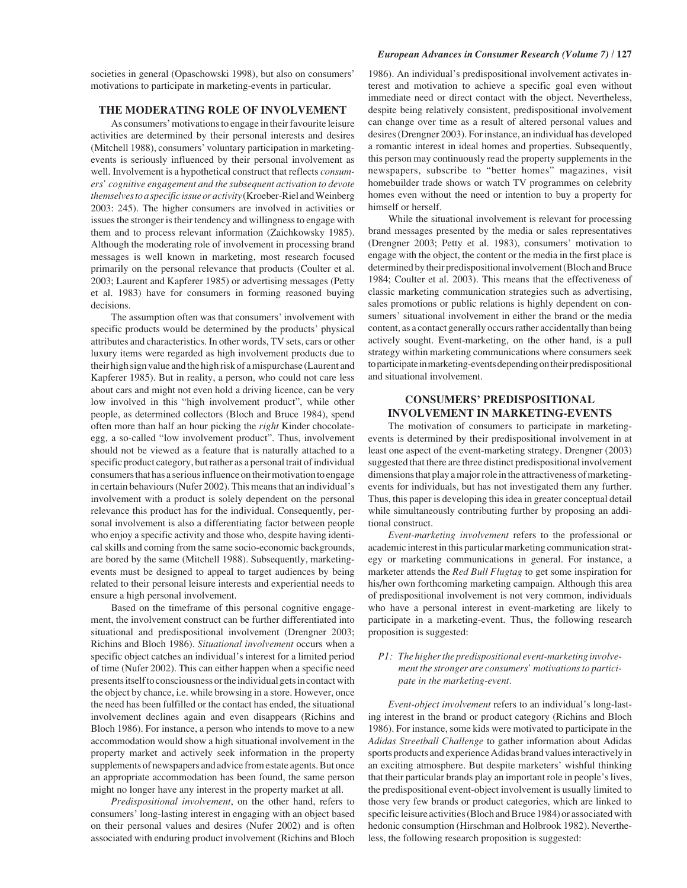societies in general (Opaschowski 1998), but also on consumers' motivations to participate in marketing-events in particular.

## THE MODERATING ROLE OF INVOLVEMENT

As consumers' motivations to engage in their favourite leisure activities are determined by their personal interests and desires (Mitchell 1988), consumers' voluntary participation in marketing-events is seriously influenced by their personal involvement as well. Involvement is a hypothetical construct that reflects *consumers' cognitive engagement and the subsequent activation to devote themselves to a specific issue or activity* (Kroeber-Riel and Weinberg 2003: 245). The higher consumers are involved in activities or issues the stronger is their tendency and willingness to engage with them and to process relevant information (Zaichkowsky 1985). Although the moderating role of involvement in processing brand messages is well known in marketing, most research focused primarily on the personal relevance that products (Coulter et al. 2003; Laurent and Kapferer 1985) or advertising messages (Petty et al. 1983) have for consumers in forming reasoned buying decisions.

The assumption often was that consumers' involvement with specific products would be determined by the products' physical attributes and characteristics. In other words, TV sets, cars or other luxury items were regarded as high involvement products due to their high sign value and the high risk of a mispurchase (Laurent and Kapferer 1985). But in reality, a person, who could not care less about cars and might not even hold a driving licence, can be very low involved in this "high involvement product", while other people, as determined collectors (Bloch and Bruce 1984), spend often more than half an hour picking the *right* Kinder chocolate-egg, a so-called "low involvement product". Thus, involvement should not be viewed as a feature that is naturally attached to a specific product category, but rather as a personal trait of individual consumers that has a serious influence on their motivation to engage in certain behaviours (Nufer 2002). This means that an individual's involvement with a product is solely dependent on the personal relevance this product has for the individual. Consequently, personal involvement is also a differentiating factor between people who enjoy a specific activity and those who, despite having identical skills and coming from the same socio-economic backgrounds, are bored by the same (Mitchell 1988). Subsequently, marketing-events must be designed to appeal to target audiences by being related to their personal leisure interests and experiential needs to ensure a high personal involvement.

Based on the timeframe of this personal cognitive engagement, the involvement construct can be further differentiated into situational and predispositional involvement (Drengner 2003; Richins and Bloch 1986). *Situational involvement* occurs when a specific object catches an individual's interest for a limited period of time (Nufer 2002). This can either happen when a specific need presents itself to consciousness or the individual gets in contact with the object by chance, i.e. while browsing in a store. However, once the need has been fulfilled or the contact has ended, the situational involvement declines again and even disappears (Richins and Bloch 1986). For instance, a person who intends to move to a new accommodation would show a high situational involvement in the property market and actively seek information in the property supplements of newspapers and advice from estate agents. But once an appropriate accommodation has been found, the same person might no longer have any interest in the property market at all.

*Predispositional involvement*, on the other hand, refers to consumers' long-lasting interest in engaging with an object based on their personal values and desires (Nufer 2002) and is often associated with enduring product involvement (Richins and Bloch 1986). An individual's predispositional involvement activates interest and motivation to achieve a specific goal even without immediate need or direct contact with the object. Nevertheless, despite being relatively consistent, predispositional involvement can change over time as a result of altered personal values and desires (Drengner 2003). For instance, an individual has developed a romantic interest in ideal homes and properties. Subsequently, this person may continuously read the property supplements in the newspapers, subscribe to "better homes" magazines, visit homebuilder trade shows or watch TV programmes on celebrity homes even without the need or intention to buy a property for himself or herself.

While the situational involvement is relevant for processing brand messages presented by the media or sales representatives (Drengner 2003; Petty et al. 1983), consumers' motivation to engage with the object, the content or the media in the first place is determined by their predispositional involvement (Bloch and Bruce 1984; Coulter et al. 2003). This means that the effectiveness of classic marketing communication strategies such as advertising, sales promotions or public relations is highly dependent on consumers' situational involvement in either the brand or the media content, as a contact generally occurs rather accidentally than being actively sought. Event-marketing, on the other hand, is a pull strategy within marketing communications where consumers seek to participate in marketing-events depending on their predispositional and situational involvement.

## CONSUMERS' PREDISPOSITIONAL INVOLVEMENT IN MARKETING-EVENTS

The motivation of consumers to participate in marketing-events is determined by their predispositional involvement in at least one aspect of the event-marketing strategy. Drengner (2003) suggested that there are three distinct predispositional involvement dimensions that play a major role in the attractiveness of marketing-events for individuals, but has not investigated them any further. Thus, this paper is developing this idea in greater conceptual detail while simultaneously contributing further by proposing an additional construct.

*Event-marketing involvement* refers to the professional or academic interest in this particular marketing communication strategy or marketing communications in general. For instance, a marketer attends the *Red Bull Flugtag* to get some inspiration for his/her own forthcoming marketing campaign. Although this area of predispositional involvement is not very common, individuals who have a personal interest in event-marketing are likely to participate in a marketing-event. Thus, the following research proposition is suggested:

> *P1: The higher the predispositional event-marketing involvement the stronger are consumers' motivations to participate in the marketing-event.*

*Event-object involvement* refers to an individual's long-lasting interest in the brand or product category (Richins and Bloch 1986). For instance, some kids were motivated to participate in the *Adidas Streetball Challenge* to gather information about Adidas sports products and experience Adidas brand values interactively in an exciting atmosphere. But despite marketers' wishful thinking that their particular brands play an important role in people's lives, the predispositional event-object involvement is usually limited to those very few brands or product categories, which are linked to specific leisure activities (Bloch and Bruce 1984) or associated with hedonic consumption (Hirschman and Holbrook 1982). Nevertheless, the following research proposition is suggested: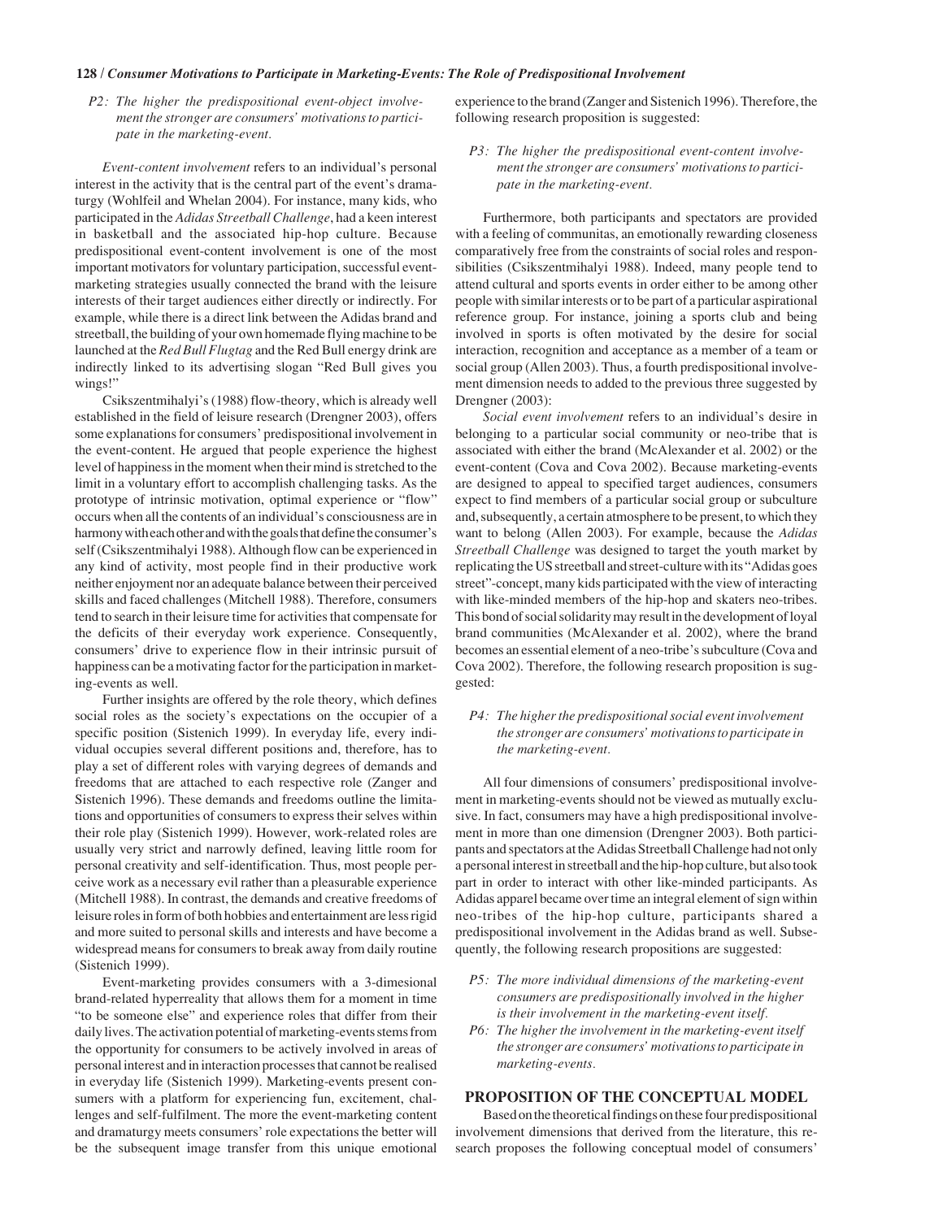*P2: The higher the predispositional event-object involvement the stronger are consumers' motivations to participate in the marketing-event.*

*Event-content involvement* refers to an individual's personal interest in the activity that is the central part of the event's dramaturgy (Wohlfeil and Whelan 2004). For instance, many kids, who participated in the *Adidas Streetball Challenge*, had a keen interest in basketball and the associated hip-hop culture. Because predispositional event-content involvement is one of the most important motivators for voluntary participation, successful event-marketing strategies usually connected the brand with the leisure interests of their target audiences either directly or indirectly. For example, while there is a direct link between the Adidas brand and streetball, the building of your own homemade flying machine to be launched at the *Red Bull Flugtag* and the Red Bull energy drink are indirectly linked to its advertising slogan "Red Bull gives you wings!"

Csikszentmihalyi's (1988) flow-theory, which is already well established in the field of leisure research (Drengner 2003), offers some explanations for consumers' predispositional involvement in the event-content. He argued that people experience the highest level of happiness in the moment when their mind is stretched to the limit in a voluntary effort to accomplish challenging tasks. As the prototype of intrinsic motivation, optimal experience or "flow" occurs when all the contents of an individual's consciousness are in harmony with each other and with the goals that define the consumer's self (Csikszentmihalyi 1988). Although flow can be experienced in any kind of activity, most people find in their productive work neither enjoyment nor an adequate balance between their perceived skills and faced challenges (Mitchell 1988). Therefore, consumers tend to search in their leisure time for activities that compensate for the deficits of their everyday work experience. Consequently, consumers' drive to experience flow in their intrinsic pursuit of happiness can be a motivating factor for the participation in marketing-events as well.

Further insights are offered by the role theory, which defines social roles as the society's expectations on the occupier of a specific position (Sistenich 1999). In everyday life, every individual occupies several different positions and, therefore, has to play a set of different roles with varying degrees of demands and freedoms that are attached to each respective role (Zanger and Sistenich 1996). These demands and freedoms outline the limitations and opportunities of consumers to express their selves within their role play (Sistenich 1999). However, work-related roles are usually very strict and narrowly defined, leaving little room for personal creativity and self-identification. Thus, most people perceive work as a necessary evil rather than a pleasurable experience (Mitchell 1988). In contrast, the demands and creative freedoms of leisure roles in form of both hobbies and entertainment are less rigid and more suited to personal skills and interests and have become a widespread means for consumers to break away from daily routine (Sistenich 1999).

Event-marketing provides consumers with a 3-dimesional brand-related hyperreality that allows them for a moment in time "to be someone else" and experience roles that differ from their daily lives. The activation potential of marketing-events stems from the opportunity for consumers to be actively involved in areas of personal interest and in interaction processes that cannot be realised in everyday life (Sistenich 1999). Marketing-events present consumers with a platform for experiencing fun, excitement, challenges and self-fulfilment. The more the event-marketing content and dramaturgy meets consumers' role expectations the better will be the subsequent image transfer from this unique emotional experience to the brand (Zanger and Sistenich 1996). Therefore, the following research proposition is suggested:

*P3: The higher the predispositional event-content involvement the stronger are consumers' motivations to participate in the marketing-event.*

Furthermore, both participants and spectators are provided with a feeling of communitas, an emotionally rewarding closeness comparatively free from the constraints of social roles and responsibilities (Csikszentmihalyi 1988). Indeed, many people tend to attend cultural and sports events in order either to be among other people with similar interests or to be part of a particular aspirational reference group. For instance, joining a sports club and being involved in sports is often motivated by the desire for social interaction, recognition and acceptance as a member of a team or social group (Allen 2003). Thus, a fourth predispositional involvement dimension needs to added to the previous three suggested by Drengner (2003):

*Social event involvement* refers to an individual's desire in belonging to a particular social community or neo-tribe that is associated with either the brand (McAlexander et al. 2002) or the event-content (Cova and Cova 2002). Because marketing-events are designed to appeal to specified target audiences, consumers expect to find members of a particular social group or subculture and, subsequently, a certain atmosphere to be present, to which they want to belong (Allen 2003). For example, because the *Adidas Streetball Challenge* was designed to target the youth market by replicating the US streetball and street-culture with its "Adidas goes street"-concept, many kids participated with the view of interacting with like-minded members of the hip-hop and skaters neo-tribes. This bond of social solidarity may result in the development of loyal brand communities (McAlexander et al. 2002), where the brand becomes an essential element of a neo-tribe's subculture (Cova and Cova 2002). Therefore, the following research proposition is suggested:

*P4: The higher the predispositional social event involvement the stronger are consumers' motivations to participate in the marketing-event.*

All four dimensions of consumers' predispositional involvement in marketing-events should not be viewed as mutually exclusive. In fact, consumers may have a high predispositional involvement in more than one dimension (Drengner 2003). Both participants and spectators at the Adidas Streetball Challenge had not only a personal interest in streetball and the hip-hop culture, but also took part in order to interact with other like-minded participants. As Adidas apparel became over time an integral element of sign within neo-tribes of the hip-hop culture, participants shared a predispositional involvement in the Adidas brand as well. Subsequently, the following research propositions are suggested:

*P5: The more individual dimensions of the marketing-event consumers are predispositionally involved in the higher is their involvement in the marketing-event itself.*

*P6: The higher the involvement in the marketing-event itself the stronger are consumers' motivations to participate in marketing-events.*

## PROPOSITION OF THE CONCEPTUAL MODEL

Based on the theoretical findings on these four predispositional involvement dimensions that derived from the literature, this research proposes the following conceptual model of consumers'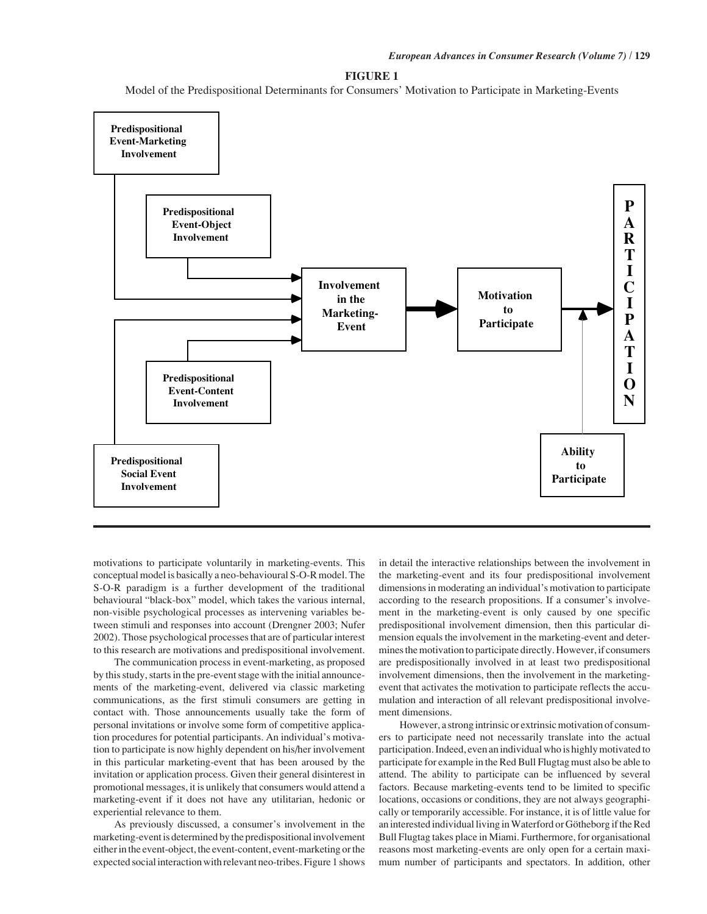**FIGURE 1**

Model of the Predispositional Determinants for Consumers' Motivation to Participate in Marketing-Events

motivations to participate voluntarily in marketing-events. This conceptual model is basically a neo-behavioural S-O-R model. The S-O-R paradigm is a further development of the traditional behavioural "black-box" model, which takes the various internal, non-visible psychological processes as intervening variables between stimuli and responses into account (Drengner 2003; Nufer 2002). Those psychological processes that are of particular interest to this research are motivations and predispositional involvement.

The communication process in event-marketing, as proposed by this study, starts in the pre-event stage with the initial announcements of the marketing-event, delivered via classic marketing communications, as the first stimuli consumers are getting in contact with. Those announcements usually take the form of personal invitations or involve some form of competitive application procedures for potential participants. An individual's motivation to participate is now highly dependent on his/her involvement in this particular marketing-event that has been aroused by the invitation or application process. Given their general disinterest in promotional messages, it is unlikely that consumers would attend a marketing-event if it does not have any utilitarian, hedonic or experiential relevance to them.

As previously discussed, a consumer's involvement in the marketing-event is determined by the predispositional involvement either in the event-object, the event-content, event-marketing or the expected social interaction with relevant neo-tribes. Figure 1 shows in detail the interactive relationships between the involvement in the marketing-event and its four predispositional involvement dimensions in moderating an individual's motivation to participate according to the research propositions. If a consumer's involvement in the marketing-event is only caused by one specific predispositional involvement dimension, then this particular dimension equals the involvement in the marketing-event and determines the motivation to participate directly. However, if consumers are predispositionally involved in at least two predispositional involvement dimensions, then the involvement in the marketing-event that activates the motivation to participate reflects the accumulation and interaction of all relevant predispositional involvement dimensions.

However, a strong intrinsic or extrinsic motivation of consumers to participate need not necessarily translate into the actual participation. Indeed, even an individual who is highly motivated to participate for example in the Red Bull Flugtag must also be able to attend. The ability to participate can be influenced by several factors. Because marketing-events tend to be limited to specific locations, occasions or conditions, they are not always geographically or temporarily accessible. For instance, it is of little value for an interested individual living in Waterford or Götheborg if the Red Bull Flugtag takes place in Miami. Furthermore, for organisational reasons most marketing-events are only open for a certain maximum number of participants and spectators. In addition, other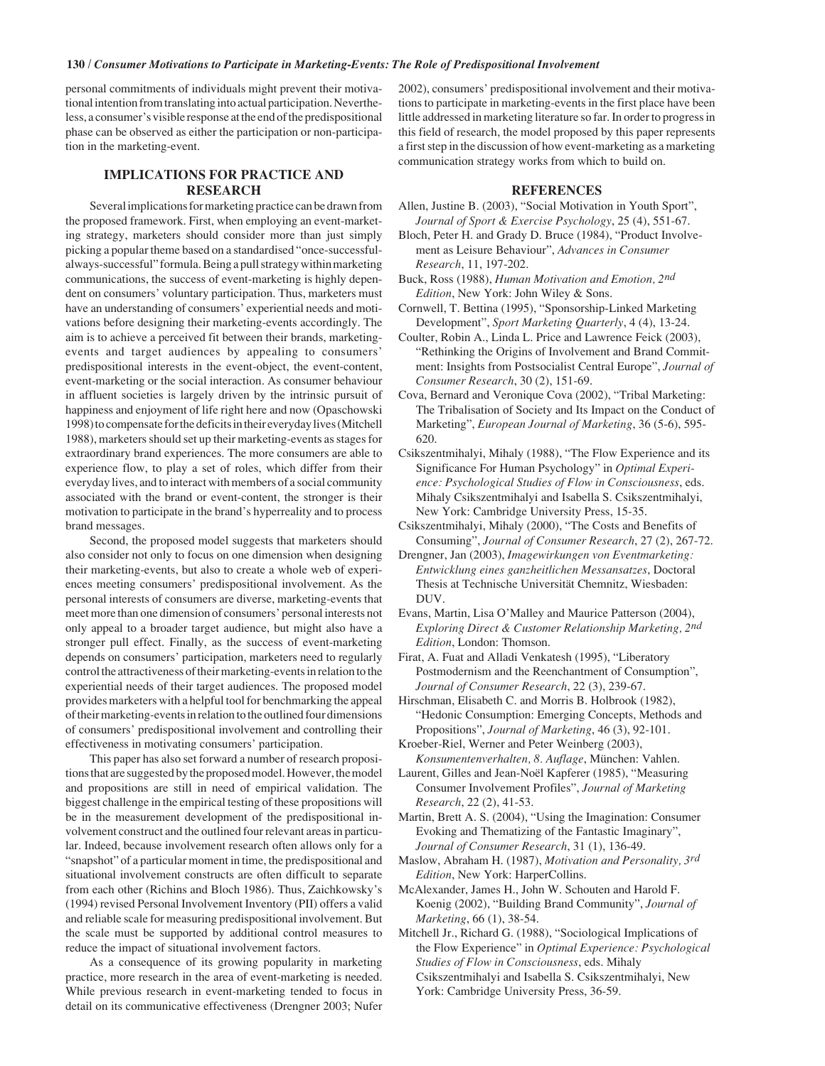personal commitments of individuals might prevent their motivational intention from translating into actual participation. Nevertheless, a consumer's visible response at the end of the predispositional phase can be observed as either the participation or non-participation in the marketing-event.

## IMPLICATIONS FOR PRACTICE AND RESEARCH

Several implications for marketing practice can be drawn from the proposed framework. First, when employing an event-marketing strategy, marketers should consider more than just simply picking a popular theme based on a standardised "once-successful-always-successful" formula. Being a pull strategy within marketing communications, the success of event-marketing is highly dependent on consumers' voluntary participation. Thus, marketers must have an understanding of consumers' experiential needs and motivations before designing their marketing-events accordingly. The aim is to achieve a perceived fit between their brands, marketing-events and target audiences by appealing to consumers' predispositional interests in the event-object, the event-content, event-marketing or the social interaction. As consumer behaviour in affluent societies is largely driven by the intrinsic pursuit of happiness and enjoyment of life right here and now (Opaschowski 1998) to compensate for the deficits in their everyday lives (Mitchell 1988), marketers should set up their marketing-events as stages for extraordinary brand experiences. The more consumers are able to experience flow, to play a set of roles, which differ from their everyday lives, and to interact with members of a social community associated with the brand or event-content, the stronger is their motivation to participate in the brand's hyperreality and to process brand messages.

Second, the proposed model suggests that marketers should also consider not only to focus on one dimension when designing their marketing-events, but also to create a whole web of experiences meeting consumers' predispositional involvement. As the personal interests of consumers are diverse, marketing-events that meet more than one dimension of consumers' personal interests not only appeal to a broader target audience, but might also have a stronger pull effect. Finally, as the success of event-marketing depends on consumers' participation, marketers need to regularly control the attractiveness of their marketing-events in relation to the experiential needs of their target audiences. The proposed model provides marketers with a helpful tool for benchmarking the appeal of their marketing-events in relation to the outlined four dimensions of consumers' predispositional involvement and controlling their effectiveness in motivating consumers' participation.

This paper has also set forward a number of research propositions that are suggested by the proposed model. However, the model and propositions are still in need of empirical validation. The biggest challenge in the empirical testing of these propositions will be in the measurement development of the predispositional involvement construct and the outlined four relevant areas in particular. Indeed, because involvement research often allows only for a "snapshot" of a particular moment in time, the predispositional and situational involvement constructs are often difficult to separate from each other (Richins and Bloch 1986). Thus, Zaichkowsky's (1994) revised Personal Involvement Inventory (PII) offers a valid and reliable scale for measuring predispositional involvement. But the scale must be supported by additional control measures to reduce the impact of situational involvement factors.

As a consequence of its growing popularity in marketing practice, more research in the area of event-marketing is needed. While previous research in event-marketing tended to focus in detail on its communicative effectiveness (Drengner 2003; Nufer 2002), consumers' predispositional involvement and their motivations to participate in marketing-events in the first place have been little addressed in marketing literature so far. In order to progress in this field of research, the model proposed by this paper represents a first step in the discussion of how event-marketing as a marketing communication strategy works from which to build on.

## REFERENCES

Allen, Justine B. (2003), "Social Motivation in Youth Sport", *Journal of Sport & Exercise Psychology*, 25 (4), 551-67.

Bloch, Peter H. and Grady D. Bruce (1984), "Product Involvement as Leisure Behaviour", *Advances in Consumer Research*, 11, 197-202.

Buck, Ross (1988), *Human Motivation and Emotion, 2nd Edition*, New York: John Wiley & Sons.

Cornwell, T. Bettina (1995), "Sponsorship-Linked Marketing Development", *Sport Marketing Quarterly*, 4 (4), 13-24.

Coulter, Robin A., Linda L. Price and Lawrence Feick (2003), "Rethinking the Origins of Involvement and Brand Commitment: Insights from Postsocialist Central Europe", *Journal of Consumer Research*, 30 (2), 151-69.

Cova, Bernard and Veronique Cova (2002), "Tribal Marketing: The Tribalisation of Society and Its Impact on the Conduct of Marketing", *European Journal of Marketing*, 36 (5-6), 595-620.

Csikszentmihalyi, Mihaly (1988), "The Flow Experience and its Significance For Human Psychology" in *Optimal Experience: Psychological Studies of Flow in Consciousness*, eds. Mihaly Csikszentmihalyi and Isabella S. Csikszentmihalyi, New York: Cambridge University Press, 15-35.

Csikszentmihalyi, Mihaly (2000), "The Costs and Benefits of Consuming", *Journal of Consumer Research*, 27 (2), 267-72.

Drengner, Jan (2003), *Imagewirkungen von Eventmarketing: Entwicklung eines ganzheitlichen Messansatzes*, Doctoral Thesis at Technische Universität Chemnitz, Wiesbaden: DUV.

Evans, Martin, Lisa O'Malley and Maurice Patterson (2004), *Exploring Direct & Customer Relationship Marketing, 2nd Edition*, London: Thomson.

Firat, A. Fuat and Alladi Venkatesh (1995), "Liberatory Postmodernism and the Reenchantment of Consumption", *Journal of Consumer Research*, 22 (3), 239-67.

Hirschman, Elisabeth C. and Morris B. Holbrook (1982), "Hedonic Consumption: Emerging Concepts, Methods and Propositions", *Journal of Marketing*, 46 (3), 92-101.

Kroeber-Riel, Werner and Peter Weinberg (2003), *Konsumentenverhalten, 8. Auflage*, München: Vahlen.

Laurent, Gilles and Jean-Noël Kapferer (1985), "Measuring Consumer Involvement Profiles", *Journal of Marketing Research*, 22 (2), 41-53.

Martin, Brett A. S. (2004), "Using the Imagination: Consumer Evoking and Thematizing of the Fantastic Imaginary", *Journal of Consumer Research*, 31 (1), 136-49.

Maslow, Abraham H. (1987), *Motivation and Personality, 3rd Edition*, New York: HarperCollins.

McAlexander, James H., John W. Schouten and Harold F. Koenig (2002), "Building Brand Community", *Journal of Marketing*, 66 (1), 38-54.

Mitchell Jr., Richard G. (1988), "Sociological Implications of the Flow Experience" in *Optimal Experience: Psychological Studies of Flow in Consciousness*, eds. Mihaly Csikszentmihalyi and Isabella S. Csikszentmihalyi, New York: Cambridge University Press, 36-59.